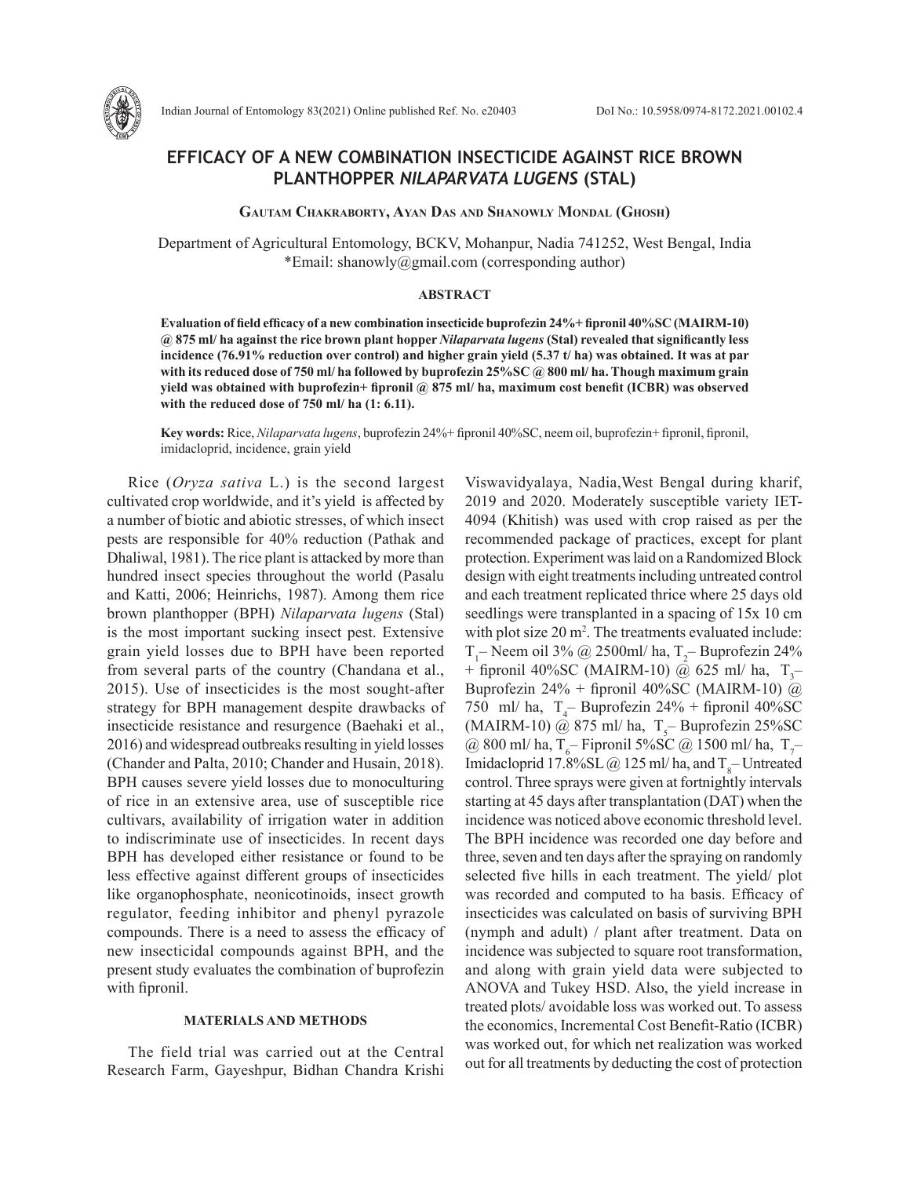# EFFICACY OF A NEW COMBINATION INSECTICIDE AGAINST RICE BROWN PLANTHOPPER *NILAPARVATA LUGENS* (STAL)

**Gautam Chakraborty, Ayan Das and Shanowly Mondal (Ghosh)**

Department of Agricultural Entomology, BCKV, Mohanpur, Nadia 741252, West Bengal, India
*Email: shanowly@gmail.com (corresponding author)

## ABSTRACT

**Evaluation of field efficacy of a new combination insecticide buprofezin 24%+ fipronil 40%SC (MAIRM-10) @ 875 ml/ ha against the rice brown plant hopper *Nilaparvata lugens* (Stal) revealed that significantly less incidence (76.91% reduction over control) and higher grain yield (5.37 t/ ha) was obtained. It was at par with its reduced dose of 750 ml/ ha followed by buprofezin 25%SC @ 800 ml/ ha. Though maximum grain yield was obtained with buprofezin+ fipronil @ 875 ml/ ha, maximum cost benefit (ICBR) was observed with the reduced dose of 750 ml/ ha (1: 6.11).**

**Key words:** Rice, *Nilaparvata lugens*, buprofezin 24%+ fipronil 40%SC, neem oil, buprofezin+ fipronil, fipronil, imidacloprid, incidence, grain yield

Rice (*Oryza sativa* L.) is the second largest cultivated crop worldwide, and it's yield is affected by a number of biotic and abiotic stresses, of which insect pests are responsible for 40% reduction (Pathak and Dhaliwal, 1981). The rice plant is attacked by more than hundred insect species throughout the world (Pasalu and Katti, 2006; Heinrichs, 1987). Among them rice brown planthopper (BPH) *Nilaparvata lugens* (Stal) is the most important sucking insect pest. Extensive grain yield losses due to BPH have been reported from several parts of the country (Chandana et al., 2015). Use of insecticides is the most sought-after strategy for BPH management despite drawbacks of insecticide resistance and resurgence (Baehaki et al., 2016) and widespread outbreaks resulting in yield losses (Chander and Palta, 2010; Chander and Husain, 2018). BPH causes severe yield losses due to monoculturing of rice in an extensive area, use of susceptible rice cultivars, availability of irrigation water in addition to indiscriminate use of insecticides. In recent days BPH has developed either resistance or found to be less effective against different groups of insecticides like organophosphate, neonicotinoids, insect growth regulator, feeding inhibitor and phenyl pyrazole compounds. There is a need to assess the efficacy of new insecticidal compounds against BPH, and the present study evaluates the combination of buprofezin with fipronil.

## MATERIALS AND METHODS

The field trial was carried out at the Central Research Farm, Gayeshpur, Bidhan Chandra Krishi Viswavidyalaya, Nadia, West Bengal during kharif, 2019 and 2020. Moderately susceptible variety IET-4094 (Khitish) was used with crop raised as per the recommended package of practices, except for plant protection. Experiment was laid on a Randomized Block design with eight treatments including untreated control and each treatment replicated thrice where 25 days old seedlings were transplanted in a spacing of 15x 10 cm with plot size 20 m$^2$. The treatments evaluated include: $T_1$– Neem oil 3% @ 2500ml/ ha, $T_2$– Buprofezin 24% + fipronil 40%SC (MAIRM-10) @ 625 ml/ ha, $T_3$– Buprofezin 24% + fipronil 40%SC (MAIRM-10) @ 750 ml/ ha, $T_4$– Buprofezin 24% + fipronil 40%SC (MAIRM-10) @ 875 ml/ ha, $T_5$– Buprofezin 25%SC @ 800 ml/ ha, $T_6$– Fipronil 5%SC @ 1500 ml/ ha, $T_7$– Imidacloprid 17.8%SL @ 125 ml/ ha, and $T_8$– Untreated control. Three sprays were given at fortnightly intervals starting at 45 days after transplantation (DAT) when the incidence was noticed above economic threshold level. The BPH incidence was recorded one day before and three, seven and ten days after the spraying on randomly selected five hills in each treatment. The yield/ plot was recorded and computed to ha basis. Efficacy of insecticides was calculated on basis of surviving BPH (nymph and adult) / plant after treatment. Data on incidence was subjected to square root transformation, and along with grain yield data were subjected to ANOVA and Tukey HSD. Also, the yield increase in treated plots/ avoidable loss was worked out. To assess the economics, Incremental Cost Benefit-Ratio (ICBR) was worked out, for which net realization was worked out for all treatments by deducting the cost of protection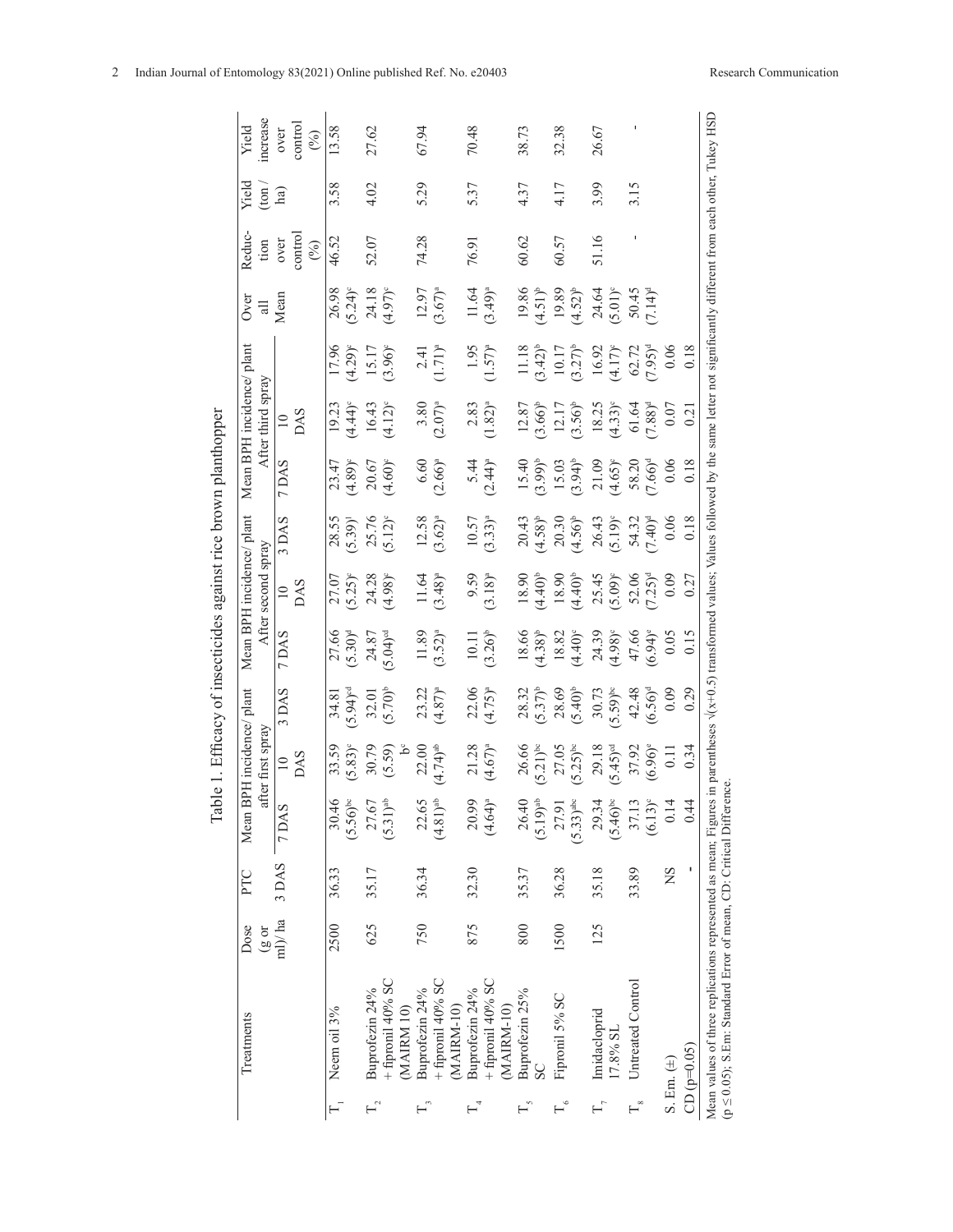Table 1. Efficacy of insecticides against rice brown planthopper

| | Treatments | Dose (g or ml)/ ha | PTC 3 DAS | Mean BPH incidence/ plant after first spray | | | Mean BPH incidence/ plant After second spray | | | Mean BPH incidence/ plant After third spray | | | Over all Mean | Reduction over control (%) | Yield (ton / ha) | Yield increase over control (%) |
|---|---|---|---|---|---|---|---|---|---|---|---|---|---|---|---|---|
| | | | | 7 DAS | 10 DAS | 3 DAS | 7 DAS | 10 DAS | 3 DAS | 7 DAS | 10 DAS | | | | | |
| $T_1$ | Neem oil 3% | 2500 | 36.33 | 30.46 (5.56)[bc] | 33.59 (5.83)[c] | 34.81 (5.94)[cd] | 27.66 (5.30)[d] | 27.07 (5.25)[c] | 28.55 (5.39)[f] | 23.47 (4.89)[c] | 19.23 (4.44)[c] | 17.96 (4.29)[c] | 26.98 (5.24)[c] | 46.52 | 3.58 | 13.58 |
| $T_2$ | Buprofezin 24% + fipronil 40% SC (MAIRM 10) | 625 | 35.17 | 27.67 (5.31)[ab] | 30.79 (5.59) bc | 32.01 (5.70)[b] | 24.87 (5.04)[cd] | 24.28 (4.98)[c] | 25.76 (5.12)[c] | 20.67 (4.60)[c] | 16.43 (4.12)[c] | 15.17 (3.96)[c] | 24.18 (4.97)[c] | 52.07 | 4.02 | 27.62 |
| $T_3$ | Buprofezin 24% + fipronil 40% SC (MAIRM-10) | 750 | 36.34 | 22.65 (4.81)[ab] | 22.00 (4.74)[ab] | 23.22 (4.87)[a] | 11.89 (3.52)[a] | 11.64 (3.48)[a] | 12.58 (3.62)[a] | 6.60 (2.66)[a] | 3.80 (2.07)[a] | 2.41 (1.71)[a] | 12.97 (3.67)[a] | 74.28 | 5.29 | 67.94 |
| $T_4$ | Buprofezin 24% + fipronil 40% SC (MAIRM-10) | 875 | 32.30 | 20.99 (4.64)[a] | 21.28 (4.67)[a] | 22.06 (4.75)[a] | 10.11 (3.26)[b] | 9.59 (3.18)[a] | 10.57 (3.33)[a] | 5.44 (2.44)[a] | 2.83 (1.82)[a] | 1.95 (1.57)[a] | 11.64 (3.49)[a] | 76.91 | 5.37 | 70.48 |
| $T_5$ | Buprofezin 25% SC | 800 | 35.37 | 26.40 (5.19)[ab] | 26.66 (5.21)[bc] | 28.32 (5.37)[b] | 18.66 (4.38)[b] | 18.90 (4.40)[b] | 20.43 (4.58)[b] | 15.40 (3.99)[b] | 12.87 (3.66)[b] | 11.18 (3.42)[b] | 19.86 (4.51)[b] | 60.62 | 4.37 | 38.73 |
| $T_6$ | Fipronil 5% SC | 1500 | 36.28 | 27.91 (5.33)[abc] | 27.05 (5.25)[bc] | 28.69 (5.40)[b] | 18.82 (4.40)[c] | 18.90 (4.40)[b] | 20.30 (4.56)[b] | 15.03 (3.94)[b] | 12.17 (3.56)[b] | 10.17 (3.27)[b] | 19.89 (4.52)[b] | 60.57 | 4.17 | 32.38 |
| $T_7$ | Imidacloprid 17.8% SL | 125 | 35.18 | 29.34 (5.46)[bc] | 29.18 (5.45)[cd] | 30.73 (5.59)[bc] | 24.39 (4.98)[c] | 25.45 (5.09)[c] | 26.43 (5.19)[c] | 21.09 (4.65)[c] | 18.25 (4.33)[c] | 16.92 (4.17)[c] | 24.64 (5.01)[c] | 51.16 | 3.99 | 26.67 |
| $T_8$ | Untreated Control | | 33.89 | 37.13 (6.13)[c] | 37.92 (6.96)[e] | 42.48 (6.56)[d] | 47.66 (6.94)[e] | 52.06 (7.25)[d] | 54.32 (7.40)[d] | 58.20 (7.66)[d] | 61.64 (7.88)[d] | 62.72 (7.95)[d] | 50.45 (7.14)[d] | - | 3.15 | - |
| S. Em. (±) | | | NS | 0.14 | 0.11 | 0.09 | 0.05 | 0.09 | 0.06 | 0.06 | 0.07 | 0.06 | | | | |
| CD (p=0.05) | | | - | 0.44 | 0.34 | 0.29 | 0.15 | 0.27 | 0.18 | 0.18 | 0.21 | 0.18 | | | | |

Mean values of three replications represented as mean; Figures in parentheses $\sqrt{(x+0.5)}$ transformed values; Values followed by the same letter not significantly different from each other, Tukey HSD ($p \leq 0.05$); S.Em: Standard Error of mean, CD: Critical Difference.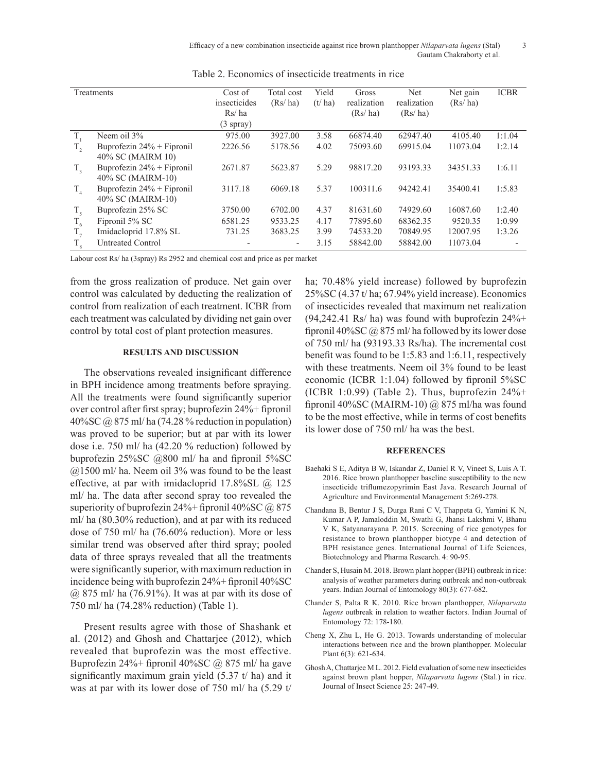Table 2. Economics of insecticide treatments in rice

| Treatments | | Cost of insecticides Rs/ ha (3 spray) | Total cost (Rs/ ha) | Yield (t/ ha) | Gross realization (Rs/ ha) | Net realization (Rs/ ha) | Net gain (Rs/ ha) | ICBR |
|---|---|---|---|---|---|---|---|---|
| $T_1$ | Neem oil 3% | 975.00 | 3927.00 | 3.58 | 66874.40 | 62947.40 | 4105.40 | 1:1.04 |
| $T_2$ | Buprofezin 24% + Fipronil 40% SC (MAIRM 10) | 2226.56 | 5178.56 | 4.02 | 75093.60 | 69915.04 | 11073.04 | 1:2.14 |
| $T_3$ | Buprofezin 24% + Fipronil 40% SC (MAIRM-10) | 2671.87 | 5623.87 | 5.29 | 98817.20 | 93193.33 | 34351.33 | 1:6.11 |
| $T_4$ | Buprofezin 24% + Fipronil 40% SC (MAIRM-10) | 3117.18 | 6069.18 | 5.37 | 100311.6 | 94242.41 | 35400.41 | 1:5.83 |
| $T_5$ | Buprofezin 25% SC | 3750.00 | 6702.00 | 4.37 | 81631.60 | 74929.60 | 16087.60 | 1:2.40 |
| $T_6$ | Fipronil 5% SC | 6581.25 | 9533.25 | 4.17 | 77895.60 | 68362.35 | 9520.35 | 1:0.99 |
| $T_7$ | Imidacloprid 17.8% SL | 731.25 | 3683.25 | 3.99 | 74533.20 | 70849.95 | 12007.95 | 1:3.26 |
| $T_8$ | Untreated Control | - | - | 3.15 | 58842.00 | 58842.00 | 11073.04 | - |

Labour cost Rs/ ha (3spray) Rs 2952 and chemical cost and price as per market

from the gross realization of produce. Net gain over control was calculated by deducting the realization of control from realization of each treatment. ICBR from each treatment was calculated by dividing net gain over control by total cost of plant protection measures.

## RESULTS AND DISCUSSION

The observations revealed insignificant difference in BPH incidence among treatments before spraying. All the treatments were found significantly superior over control after first spray; buprofezin 24%+ fipronil 40%SC @ 875 ml/ ha (74.28 % reduction in population) was proved to be superior; but at par with its lower dose i.e. 750 ml/ ha (42.20 % reduction) followed by buprofezin 25%SC @800 ml/ ha and fipronil 5%SC @1500 ml/ ha. Neem oil 3% was found to be the least effective, at par with imidacloprid 17.8%SL @ 125 ml/ ha. The data after second spray too revealed the superiority of buprofezin 24%+ fipronil 40%SC @ 875 ml/ ha (80.30% reduction), and at par with its reduced dose of 750 ml/ ha (76.60% reduction). More or less similar trend was observed after third spray; pooled data of three sprays revealed that all the treatments were significantly superior, with maximum reduction in incidence being with buprofezin 24%+ fipronil 40%SC @ 875 ml/ ha (76.91%). It was at par with its dose of 750 ml/ ha (74.28% reduction) (Table 1).

Present results agree with those of Shashank et al. (2012) and Ghosh and Chattarjee (2012), which revealed that buprofezin was the most effective. Buprofezin 24%+ fipronil 40%SC @ 875 ml/ ha gave significantly maximum grain yield (5.37 t/ ha) and it was at par with its lower dose of 750 ml/ ha (5.29 t/ ha; 70.48% yield increase) followed by buprofezin 25%SC (4.37 t/ ha; 67.94% yield increase). Economics of insecticides revealed that maximum net realization (94,242.41 Rs/ ha) was found with buprofezin 24%+ fipronil 40%SC @ 875 ml/ ha followed by its lower dose of 750 ml/ ha (93193.33 Rs/ha). The incremental cost benefit was found to be 1:5.83 and 1:6.11, respectively with these treatments. Neem oil 3% found to be least economic (ICBR 1:1.04) followed by fipronil 5%SC (ICBR 1:0.99) (Table 2). Thus, buprofezin 24%+ fipronil 40%SC (MAIRM-10) @ 875 ml/ha was found to be the most effective, while in terms of cost benefits its lower dose of 750 ml/ ha was the best.

## REFERENCES

Baehaki S E, Aditya B W, Iskandar Z, Daniel R V, Vineet S, Luis A T. 2016. Rice brown planthopper baseline susceptibility to the new insecticide triflumezopyrimin East Java. Research Journal of Agriculture and Environmental Management 5:269-278.

Chandana B, Bentur J S, Durga Rani C V, Thappeta G, Yamini K N, Kumar A P, Jamaloddin M, Swathi G, Jhansi Lakshmi V, Bhanu V K, Satyanarayana P. 2015. Screening of rice genotypes for resistance to brown planthopper biotype 4 and detection of BPH resistance genes. International Journal of Life Sciences, Biotechnology and Pharma Research. 4: 90-95.

Chander S, Husain M. 2018. Brown plant hopper (BPH) outbreak in rice: analysis of weather parameters during outbreak and non-outbreak years. Indian Journal of Entomology 80(3): 677-682.

Chander S, Palta R K. 2010. Rice brown planthopper, *Nilaparvata lugens* outbreak in relation to weather factors. Indian Journal of Entomology 72: 178-180.

Cheng X, Zhu L, He G. 2013. Towards understanding of molecular interactions between rice and the brown planthopper. Molecular Plant 6(3): 621-634.

Ghosh A, Chattarjee M L. 2012. Field evaluation of some new insecticides against brown plant hopper, *Nilaparvata lugens* (Stal.) in rice. Journal of Insect Science 25: 247-49.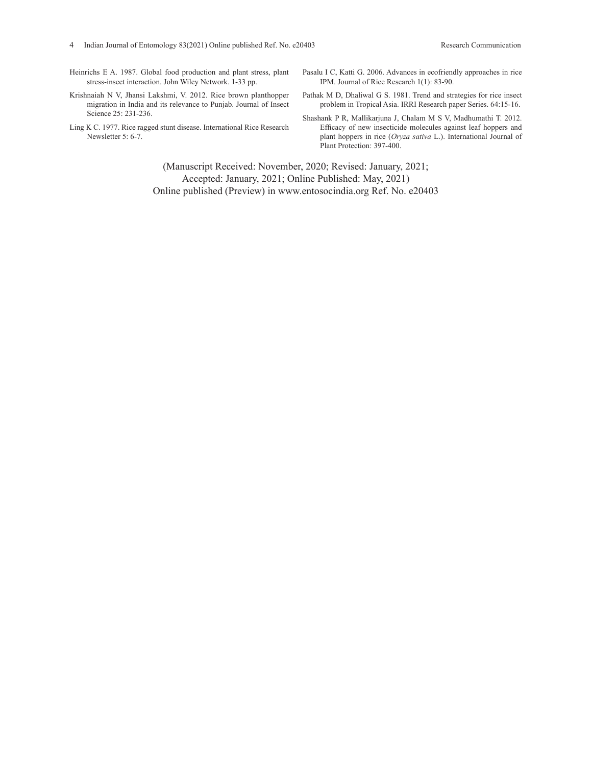Heinrichs E A. 1987. Global food production and plant stress, plant stress-insect interaction. John Wiley Network. 1-33 pp.

Krishnaiah N V, Jhansi Lakshmi, V. 2012. Rice brown planthopper migration in India and its relevance to Punjab. Journal of Insect Science 25: 231-236.

Ling K C. 1977. Rice ragged stunt disease. International Rice Research Newsletter 5: 6-7.

Pasalu I C, Katti G. 2006. Advances in ecofriendly approaches in rice IPM. Journal of Rice Research 1(1): 83-90.

Pathak M D, Dhaliwal G S. 1981. Trend and strategies for rice insect problem in Tropical Asia. IRRI Research paper Series. 64:15-16.

Shashank P R, Mallikarjuna J, Chalam M S V, Madhumathi T. 2012. Efficacy of new insecticide molecules against leaf hoppers and plant hoppers in rice (*Oryza sativa* L.). International Journal of Plant Protection: 397-400.

(Manuscript Received: November, 2020; Revised: January, 2021; Accepted: January, 2021; Online Published: May, 2021)
Online published (Preview) in www.entosocindia.org Ref. No. e20403